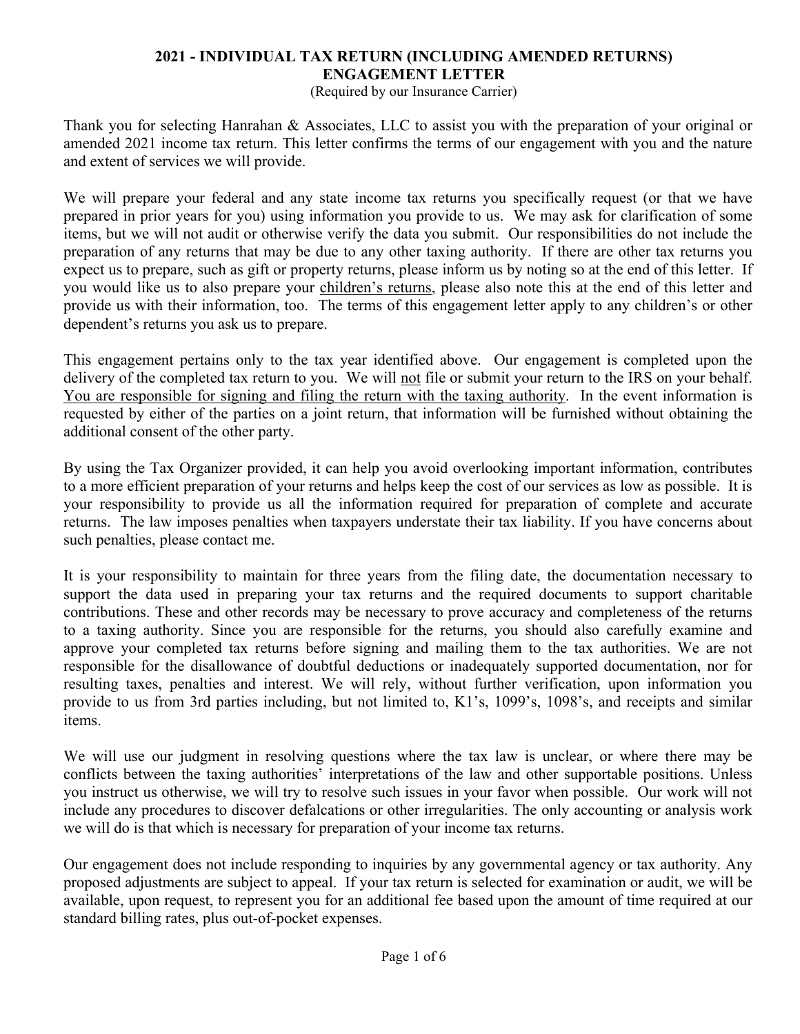# 2021 - INDIVIDUAL TAX RETURN (INCLUDING AMENDED RETURNS) ENGAGEMENT LETTER

(Required by our Insurance Carrier)

Thank you for selecting Hanrahan & Associates, LLC to assist you with the preparation of your original or amended 2021 income tax return. This letter confirms the terms of our engagement with you and the nature and extent of services we will provide.

We will prepare your federal and any state income tax returns you specifically request (or that we have prepared in prior years for you) using information you provide to us. We may ask for clarification of some items, but we will not audit or otherwise verify the data you submit. Our responsibilities do not include the preparation of any returns that may be due to any other taxing authority. If there are other tax returns you expect us to prepare, such as gift or property returns, please inform us by noting so at the end of this letter. If you would like us to also prepare your <u>children's returns</u>, please also note this at the end of this letter and provide us with their information, too. The terms of this engagement letter apply to any children's or other dependent's returns you ask us to prepare.

This engagement pertains only to the tax year identified above. Our engagement is completed upon the delivery of the completed tax return to you. We will <u>not</u> file or submit your return to the IRS on your behalf. <u>You are responsible for signing and filing the return with the taxing authority</u>. In the event information is requested by either of the parties on a joint return, that information will be furnished without obtaining the additional consent of the other party.

By using the Tax Organizer provided, it can help you avoid overlooking important information, contributes to a more efficient preparation of your returns and helps keep the cost of our services as low as possible. It is your responsibility to provide us all the information required for preparation of complete and accurate returns. The law imposes penalties when taxpayers understate their tax liability. If you have concerns about such penalties, please contact me.

It is your responsibility to maintain for three years from the filing date, the documentation necessary to support the data used in preparing your tax returns and the required documents to support charitable contributions. These and other records may be necessary to prove accuracy and completeness of the returns to a taxing authority. Since you are responsible for the returns, you should also carefully examine and approve your completed tax returns before signing and mailing them to the tax authorities. We are not responsible for the disallowance of doubtful deductions or inadequately supported documentation, nor for resulting taxes, penalties and interest. We will rely, without further verification, upon information you provide to us from 3rd parties including, but not limited to, K1's, 1099's, 1098's, and receipts and similar items.

We will use our judgment in resolving questions where the tax law is unclear, or where there may be conflicts between the taxing authorities' interpretations of the law and other supportable positions. Unless you instruct us otherwise, we will try to resolve such issues in your favor when possible. Our work will not include any procedures to discover defalcations or other irregularities. The only accounting or analysis work we will do is that which is necessary for preparation of your income tax returns.

Our engagement does not include responding to inquiries by any governmental agency or tax authority. Any proposed adjustments are subject to appeal. If your tax return is selected for examination or audit, we will be available, upon request, to represent you for an additional fee based upon the amount of time required at our standard billing rates, plus out-of-pocket expenses.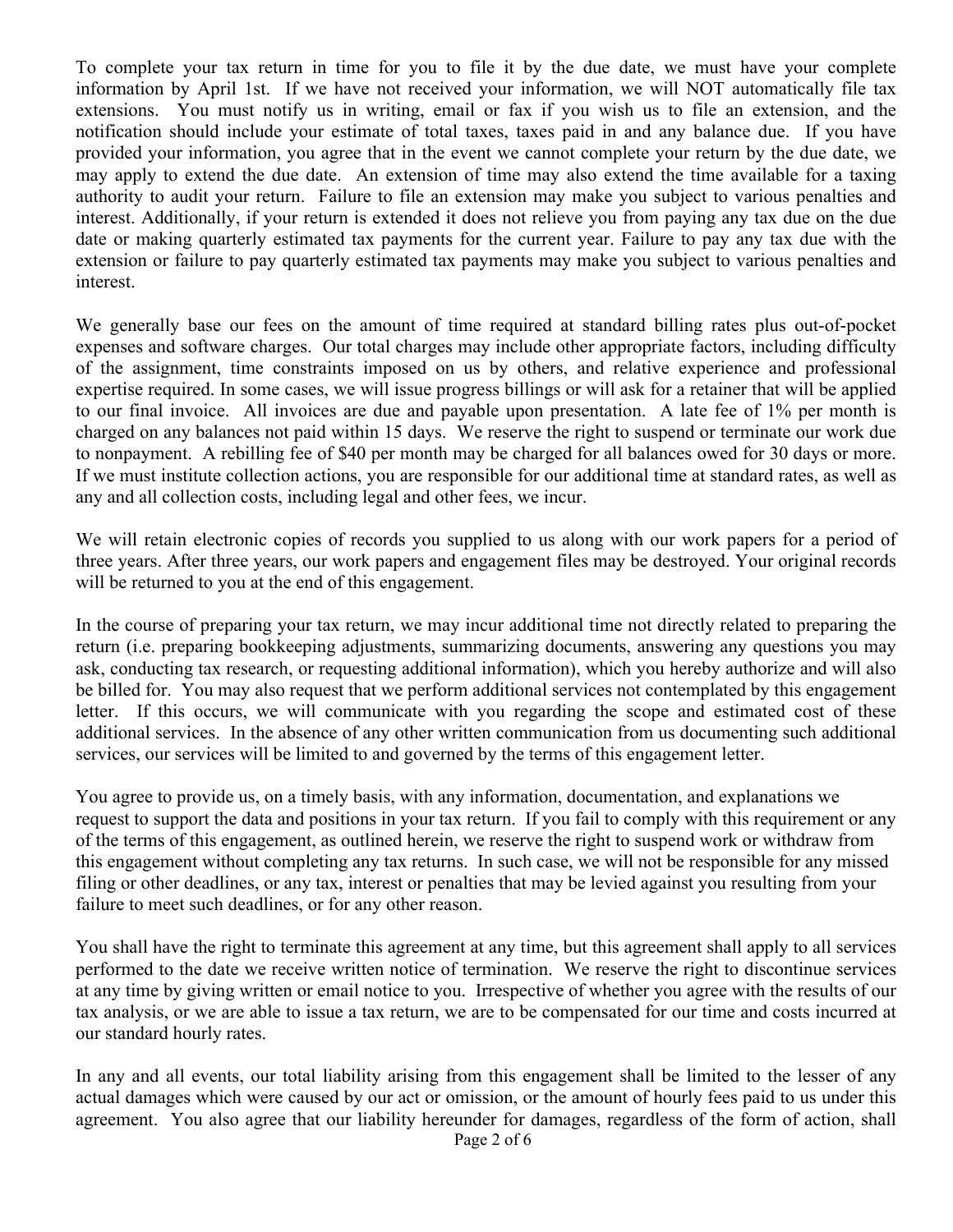To complete your tax return in time for you to file it by the due date, we must have your complete information by April 1st. If we have not received your information, we will NOT automatically file tax extensions. You must notify us in writing, email or fax if you wish us to file an extension, and the notification should include your estimate of total taxes, taxes paid in and any balance due. If you have provided your information, you agree that in the event we cannot complete your return by the due date, we may apply to extend the due date. An extension of time may also extend the time available for a taxing authority to audit your return. Failure to file an extension may make you subject to various penalties and interest. Additionally, if your return is extended it does not relieve you from paying any tax due on the due date or making quarterly estimated tax payments for the current year. Failure to pay any tax due with the extension or failure to pay quarterly estimated tax payments may make you subject to various penalties and interest.

We generally base our fees on the amount of time required at standard billing rates plus out-of-pocket expenses and software charges. Our total charges may include other appropriate factors, including difficulty of the assignment, time constraints imposed on us by others, and relative experience and professional expertise required. In some cases, we will issue progress billings or will ask for a retainer that will be applied to our final invoice. All invoices are due and payable upon presentation. A late fee of 1% per month is charged on any balances not paid within 15 days. We reserve the right to suspend or terminate our work due to nonpayment. A rebilling fee of $40 per month may be charged for all balances owed for 30 days or more. If we must institute collection actions, you are responsible for our additional time at standard rates, as well as any and all collection costs, including legal and other fees, we incur.

We will retain electronic copies of records you supplied to us along with our work papers for a period of three years. After three years, our work papers and engagement files may be destroyed. Your original records will be returned to you at the end of this engagement.

In the course of preparing your tax return, we may incur additional time not directly related to preparing the return (i.e. preparing bookkeeping adjustments, summarizing documents, answering any questions you may ask, conducting tax research, or requesting additional information), which you hereby authorize and will also be billed for. You may also request that we perform additional services not contemplated by this engagement letter. If this occurs, we will communicate with you regarding the scope and estimated cost of these additional services. In the absence of any other written communication from us documenting such additional services, our services will be limited to and governed by the terms of this engagement letter.

You agree to provide us, on a timely basis, with any information, documentation, and explanations we request to support the data and positions in your tax return. If you fail to comply with this requirement or any of the terms of this engagement, as outlined herein, we reserve the right to suspend work or withdraw from this engagement without completing any tax returns. In such case, we will not be responsible for any missed filing or other deadlines, or any tax, interest or penalties that may be levied against you resulting from your failure to meet such deadlines, or for any other reason.

You shall have the right to terminate this agreement at any time, but this agreement shall apply to all services performed to the date we receive written notice of termination. We reserve the right to discontinue services at any time by giving written or email notice to you. Irrespective of whether you agree with the results of our tax analysis, or we are able to issue a tax return, we are to be compensated for our time and costs incurred at our standard hourly rates.

In any and all events, our total liability arising from this engagement shall be limited to the lesser of any actual damages which were caused by our act or omission, or the amount of hourly fees paid to us under this agreement. You also agree that our liability hereunder for damages, regardless of the form of action, shall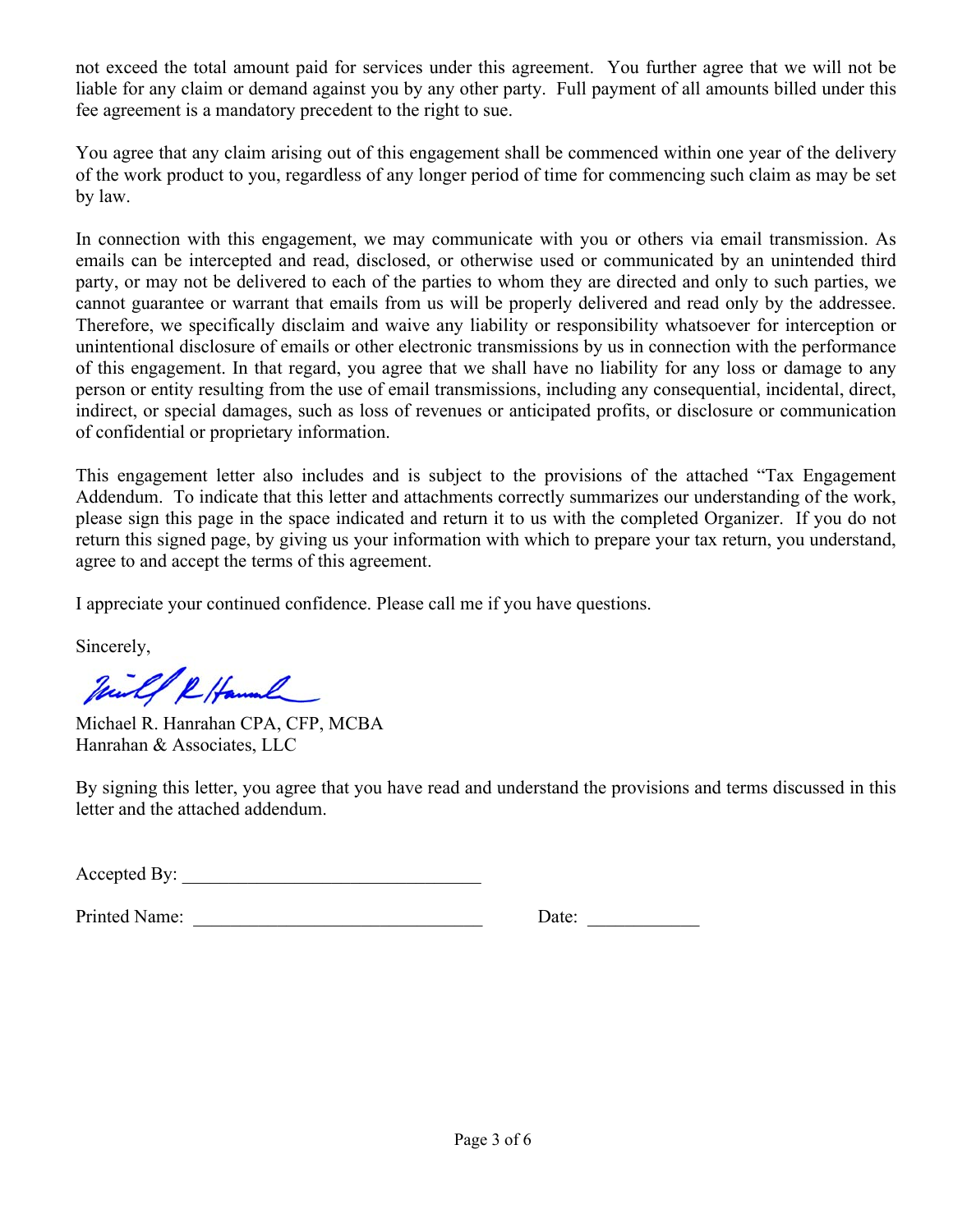not exceed the total amount paid for services under this agreement. You further agree that we will not be liable for any claim or demand against you by any other party. Full payment of all amounts billed under this fee agreement is a mandatory precedent to the right to sue.

You agree that any claim arising out of this engagement shall be commenced within one year of the delivery of the work product to you, regardless of any longer period of time for commencing such claim as may be set by law.

In connection with this engagement, we may communicate with you or others via email transmission. As emails can be intercepted and read, disclosed, or otherwise used or communicated by an unintended third party, or may not be delivered to each of the parties to whom they are directed and only to such parties, we cannot guarantee or warrant that emails from us will be properly delivered and read only by the addressee. Therefore, we specifically disclaim and waive any liability or responsibility whatsoever for interception or unintentional disclosure of emails or other electronic transmissions by us in connection with the performance of this engagement. In that regard, you agree that we shall have no liability for any loss or damage to any person or entity resulting from the use of email transmissions, including any consequential, incidental, direct, indirect, or special damages, such as loss of revenues or anticipated profits, or disclosure or communication of confidential or proprietary information.

This engagement letter also includes and is subject to the provisions of the attached "Tax Engagement Addendum. To indicate that this letter and attachments correctly summarizes our understanding of the work, please sign this page in the space indicated and return it to us with the completed Organizer. If you do not return this signed page, by giving us your information with which to prepare your tax return, you understand, agree to and accept the terms of this agreement.

I appreciate your continued confidence. Please call me if you have questions.

Sincerely,

Michael R. Hanrahan CPA, CFP, MCBA
Hanrahan & Associates, LLC

By signing this letter, you agree that you have read and understand the provisions and terms discussed in this letter and the attached addendum.

Accepted By: ________________________________

Printed Name: ______________________________ Date: ____________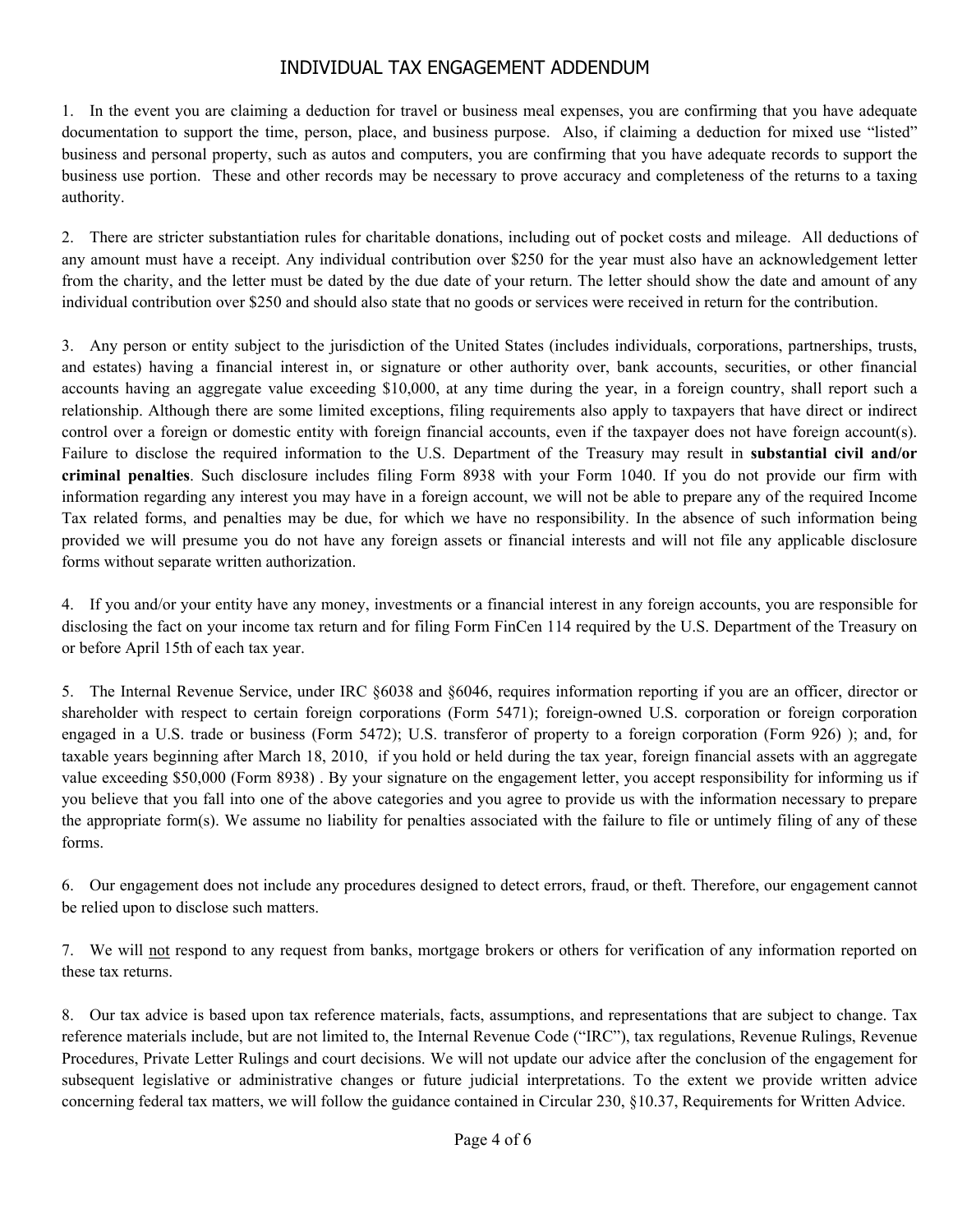# INDIVIDUAL TAX ENGAGEMENT ADDENDUM

1. In the event you are claiming a deduction for travel or business meal expenses, you are confirming that you have adequate documentation to support the time, person, place, and business purpose. Also, if claiming a deduction for mixed use "listed" business and personal property, such as autos and computers, you are confirming that you have adequate records to support the business use portion. These and other records may be necessary to prove accuracy and completeness of the returns to a taxing authority.

2. There are stricter substantiation rules for charitable donations, including out of pocket costs and mileage. All deductions of any amount must have a receipt. Any individual contribution over $250 for the year must also have an acknowledgement letter from the charity, and the letter must be dated by the due date of your return. The letter should show the date and amount of any individual contribution over $250 and should also state that no goods or services were received in return for the contribution.

3. Any person or entity subject to the jurisdiction of the United States (includes individuals, corporations, partnerships, trusts, and estates) having a financial interest in, or signature or other authority over, bank accounts, securities, or other financial accounts having an aggregate value exceeding $10,000, at any time during the year, in a foreign country, shall report such a relationship. Although there are some limited exceptions, filing requirements also apply to taxpayers that have direct or indirect control over a foreign or domestic entity with foreign financial accounts, even if the taxpayer does not have foreign account(s). Failure to disclose the required information to the U.S. Department of the Treasury may result in **substantial civil and/or criminal penalties**. Such disclosure includes filing Form 8938 with your Form 1040. If you do not provide our firm with information regarding any interest you may have in a foreign account, we will not be able to prepare any of the required Income Tax related forms, and penalties may be due, for which we have no responsibility. In the absence of such information being provided we will presume you do not have any foreign assets or financial interests and will not file any applicable disclosure forms without separate written authorization.

4. If you and/or your entity have any money, investments or a financial interest in any foreign accounts, you are responsible for disclosing the fact on your income tax return and for filing Form FinCen 114 required by the U.S. Department of the Treasury on or before April 15th of each tax year.

5. The Internal Revenue Service, under IRC §6038 and §6046, requires information reporting if you are an officer, director or shareholder with respect to certain foreign corporations (Form 5471); foreign-owned U.S. corporation or foreign corporation engaged in a U.S. trade or business (Form 5472); U.S. transferor of property to a foreign corporation (Form 926) ); and, for taxable years beginning after March 18, 2010, if you hold or held during the tax year, foreign financial assets with an aggregate value exceeding $50,000 (Form 8938) . By your signature on the engagement letter, you accept responsibility for informing us if you believe that you fall into one of the above categories and you agree to provide us with the information necessary to prepare the appropriate form(s). We assume no liability for penalties associated with the failure to file or untimely filing of any of these forms.

6. Our engagement does not include any procedures designed to detect errors, fraud, or theft. Therefore, our engagement cannot be relied upon to disclose such matters.

7. We will <u>not</u> respond to any request from banks, mortgage brokers or others for verification of any information reported on these tax returns.

8. Our tax advice is based upon tax reference materials, facts, assumptions, and representations that are subject to change. Tax reference materials include, but are not limited to, the Internal Revenue Code ("IRC"), tax regulations, Revenue Rulings, Revenue Procedures, Private Letter Rulings and court decisions. We will not update our advice after the conclusion of the engagement for subsequent legislative or administrative changes or future judicial interpretations. To the extent we provide written advice concerning federal tax matters, we will follow the guidance contained in Circular 230, §10.37, Requirements for Written Advice.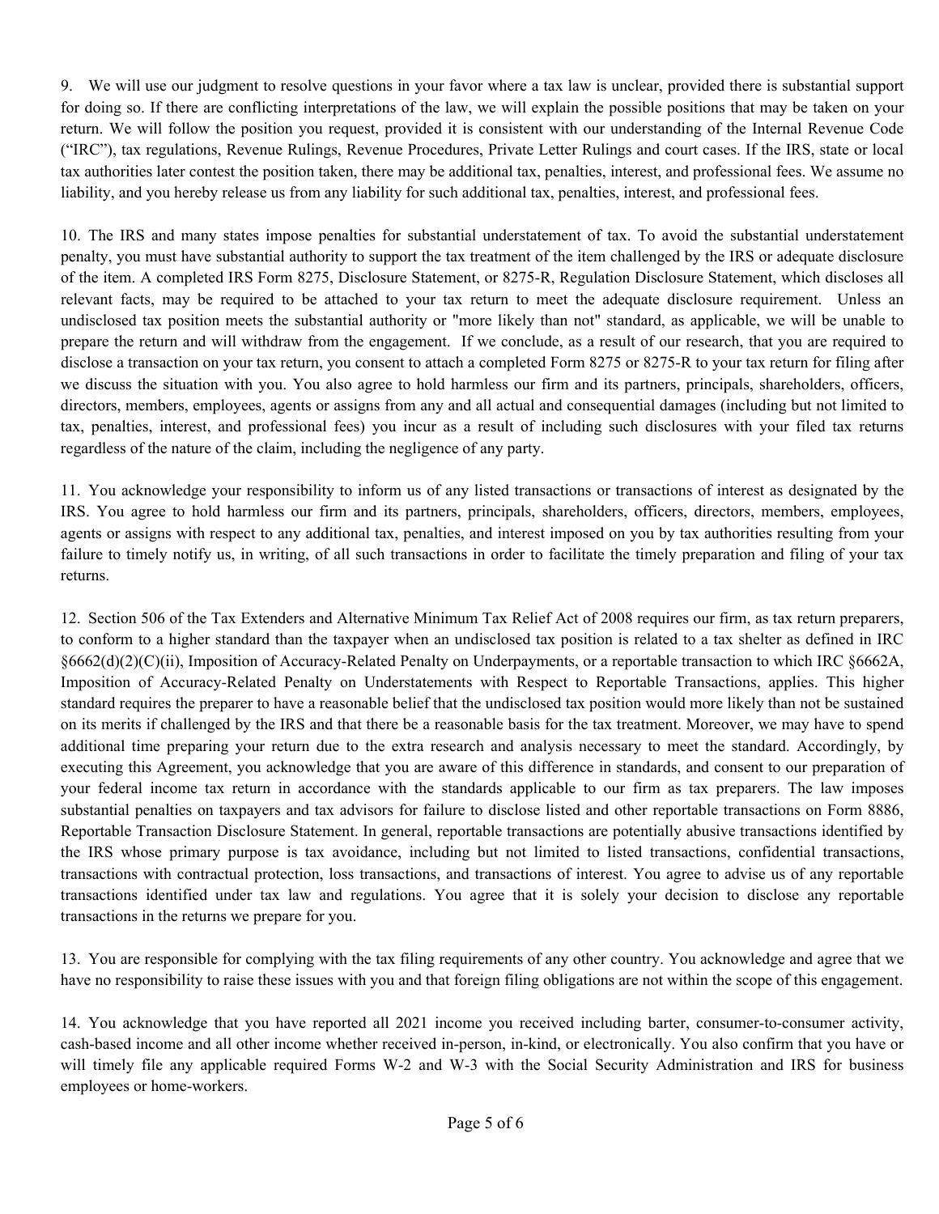9. We will use our judgment to resolve questions in your favor where a tax law is unclear, provided there is substantial support for doing so. If there are conflicting interpretations of the law, we will explain the possible positions that may be taken on your return. We will follow the position you request, provided it is consistent with our understanding of the Internal Revenue Code ("IRC"), tax regulations, Revenue Rulings, Revenue Procedures, Private Letter Rulings and court cases. If the IRS, state or local tax authorities later contest the position taken, there may be additional tax, penalties, interest, and professional fees. We assume no liability, and you hereby release us from any liability for such additional tax, penalties, interest, and professional fees.

10. The IRS and many states impose penalties for substantial understatement of tax. To avoid the substantial understatement penalty, you must have substantial authority to support the tax treatment of the item challenged by the IRS or adequate disclosure of the item. A completed IRS Form 8275, Disclosure Statement, or 8275-R, Regulation Disclosure Statement, which discloses all relevant facts, may be required to be attached to your tax return to meet the adequate disclosure requirement. Unless an undisclosed tax position meets the substantial authority or "more likely than not" standard, as applicable, we will be unable to prepare the return and will withdraw from the engagement. If we conclude, as a result of our research, that you are required to disclose a transaction on your tax return, you consent to attach a completed Form 8275 or 8275-R to your tax return for filing after we discuss the situation with you. You also agree to hold harmless our firm and its partners, principals, shareholders, officers, directors, members, employees, agents or assigns from any and all actual and consequential damages (including but not limited to tax, penalties, interest, and professional fees) you incur as a result of including such disclosures with your filed tax returns regardless of the nature of the claim, including the negligence of any party.

11. You acknowledge your responsibility to inform us of any listed transactions or transactions of interest as designated by the IRS. You agree to hold harmless our firm and its partners, principals, shareholders, officers, directors, members, employees, agents or assigns with respect to any additional tax, penalties, and interest imposed on you by tax authorities resulting from your failure to timely notify us, in writing, of all such transactions in order to facilitate the timely preparation and filing of your tax returns.

12. Section 506 of the Tax Extenders and Alternative Minimum Tax Relief Act of 2008 requires our firm, as tax return preparers, to conform to a higher standard than the taxpayer when an undisclosed tax position is related to a tax shelter as defined in IRC §6662(d)(2)(C)(ii), Imposition of Accuracy-Related Penalty on Underpayments, or a reportable transaction to which IRC §6662A, Imposition of Accuracy-Related Penalty on Understatements with Respect to Reportable Transactions, applies. This higher standard requires the preparer to have a reasonable belief that the undisclosed tax position would more likely than not be sustained on its merits if challenged by the IRS and that there be a reasonable basis for the tax treatment. Moreover, we may have to spend additional time preparing your return due to the extra research and analysis necessary to meet the standard. Accordingly, by executing this Agreement, you acknowledge that you are aware of this difference in standards, and consent to our preparation of your federal income tax return in accordance with the standards applicable to our firm as tax preparers. The law imposes substantial penalties on taxpayers and tax advisors for failure to disclose listed and other reportable transactions on Form 8886, Reportable Transaction Disclosure Statement. In general, reportable transactions are potentially abusive transactions identified by the IRS whose primary purpose is tax avoidance, including but not limited to listed transactions, confidential transactions, transactions with contractual protection, loss transactions, and transactions of interest. You agree to advise us of any reportable transactions identified under tax law and regulations. You agree that it is solely your decision to disclose any reportable transactions in the returns we prepare for you.

13. You are responsible for complying with the tax filing requirements of any other country. You acknowledge and agree that we have no responsibility to raise these issues with you and that foreign filing obligations are not within the scope of this engagement.

14. You acknowledge that you have reported all 2021 income you received including barter, consumer-to-consumer activity, cash-based income and all other income whether received in-person, in-kind, or electronically. You also confirm that you have or will timely file any applicable required Forms W-2 and W-3 with the Social Security Administration and IRS for business employees or home-workers.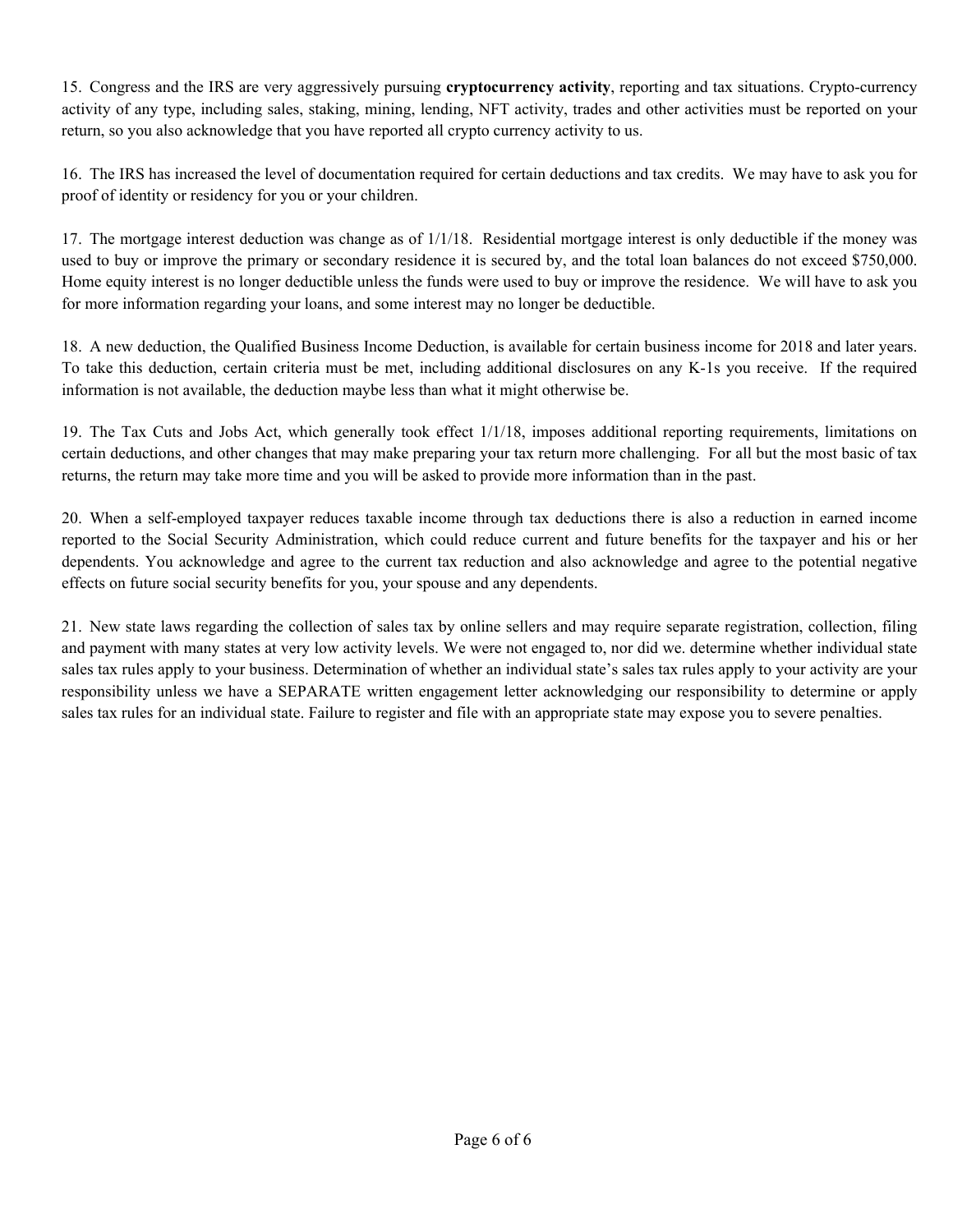15. Congress and the IRS are very aggressively pursuing **cryptocurrency activity**, reporting and tax situations. Crypto-currency activity of any type, including sales, staking, mining, lending, NFT activity, trades and other activities must be reported on your return, so you also acknowledge that you have reported all crypto currency activity to us.

16. The IRS has increased the level of documentation required for certain deductions and tax credits. We may have to ask you for proof of identity or residency for you or your children.

17. The mortgage interest deduction was change as of 1/1/18. Residential mortgage interest is only deductible if the money was used to buy or improve the primary or secondary residence it is secured by, and the total loan balances do not exceed $750,000. Home equity interest is no longer deductible unless the funds were used to buy or improve the residence. We will have to ask you for more information regarding your loans, and some interest may no longer be deductible.

18. A new deduction, the Qualified Business Income Deduction, is available for certain business income for 2018 and later years. To take this deduction, certain criteria must be met, including additional disclosures on any K-1s you receive. If the required information is not available, the deduction maybe less than what it might otherwise be.

19. The Tax Cuts and Jobs Act, which generally took effect 1/1/18, imposes additional reporting requirements, limitations on certain deductions, and other changes that may make preparing your tax return more challenging. For all but the most basic of tax returns, the return may take more time and you will be asked to provide more information than in the past.

20. When a self-employed taxpayer reduces taxable income through tax deductions there is also a reduction in earned income reported to the Social Security Administration, which could reduce current and future benefits for the taxpayer and his or her dependents. You acknowledge and agree to the current tax reduction and also acknowledge and agree to the potential negative effects on future social security benefits for you, your spouse and any dependents.

21. New state laws regarding the collection of sales tax by online sellers and may require separate registration, collection, filing and payment with many states at very low activity levels. We were not engaged to, nor did we. determine whether individual state sales tax rules apply to your business. Determination of whether an individual state's sales tax rules apply to your activity are your responsibility unless we have a SEPARATE written engagement letter acknowledging our responsibility to determine or apply sales tax rules for an individual state. Failure to register and file with an appropriate state may expose you to severe penalties.